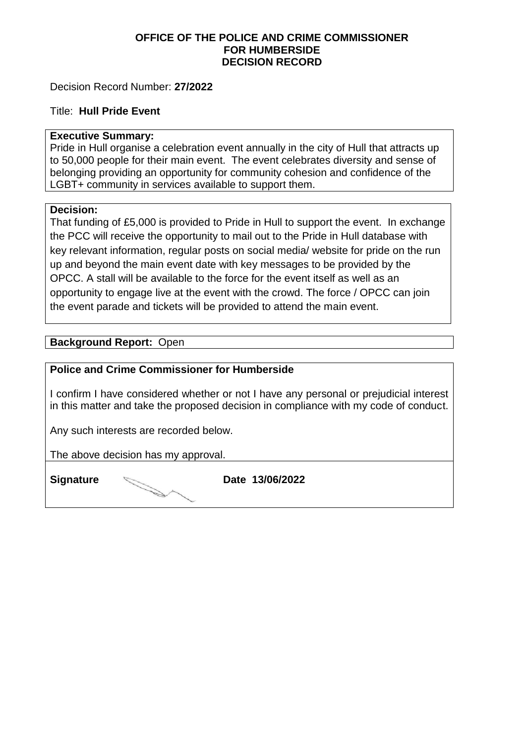**OFFICE OF THE POLICE AND CRIME COMMISSIONER**
**FOR HUMBERSIDE**
**DECISION RECORD**

Decision Record Number: **27/2022**

Title: **Hull Pride Event**

**Executive Summary:**
Pride in Hull organise a celebration event annually in the city of Hull that attracts up to 50,000 people for their main event. The event celebrates diversity and sense of belonging providing an opportunity for community cohesion and confidence of the LGBT+ community in services available to support them.

**Decision:**
That funding of £5,000 is provided to Pride in Hull to support the event. In exchange the PCC will receive the opportunity to mail out to the Pride in Hull database with key relevant information, regular posts on social media/ website for pride on the run up and beyond the main event date with key messages to be provided by the OPCC. A stall will be available to the force for the event itself as well as an opportunity to engage live at the event with the crowd. The force / OPCC can join the event parade and tickets will be provided to attend the main event.

**Background Report:** Open

**Police and Crime Commissioner for Humberside**

I confirm I have considered whether or not I have any personal or prejudicial interest in this matter and take the proposed decision in compliance with my code of conduct.

Any such interests are recorded below.

The above decision has my approval.

**Signature** **Date 13/06/2022**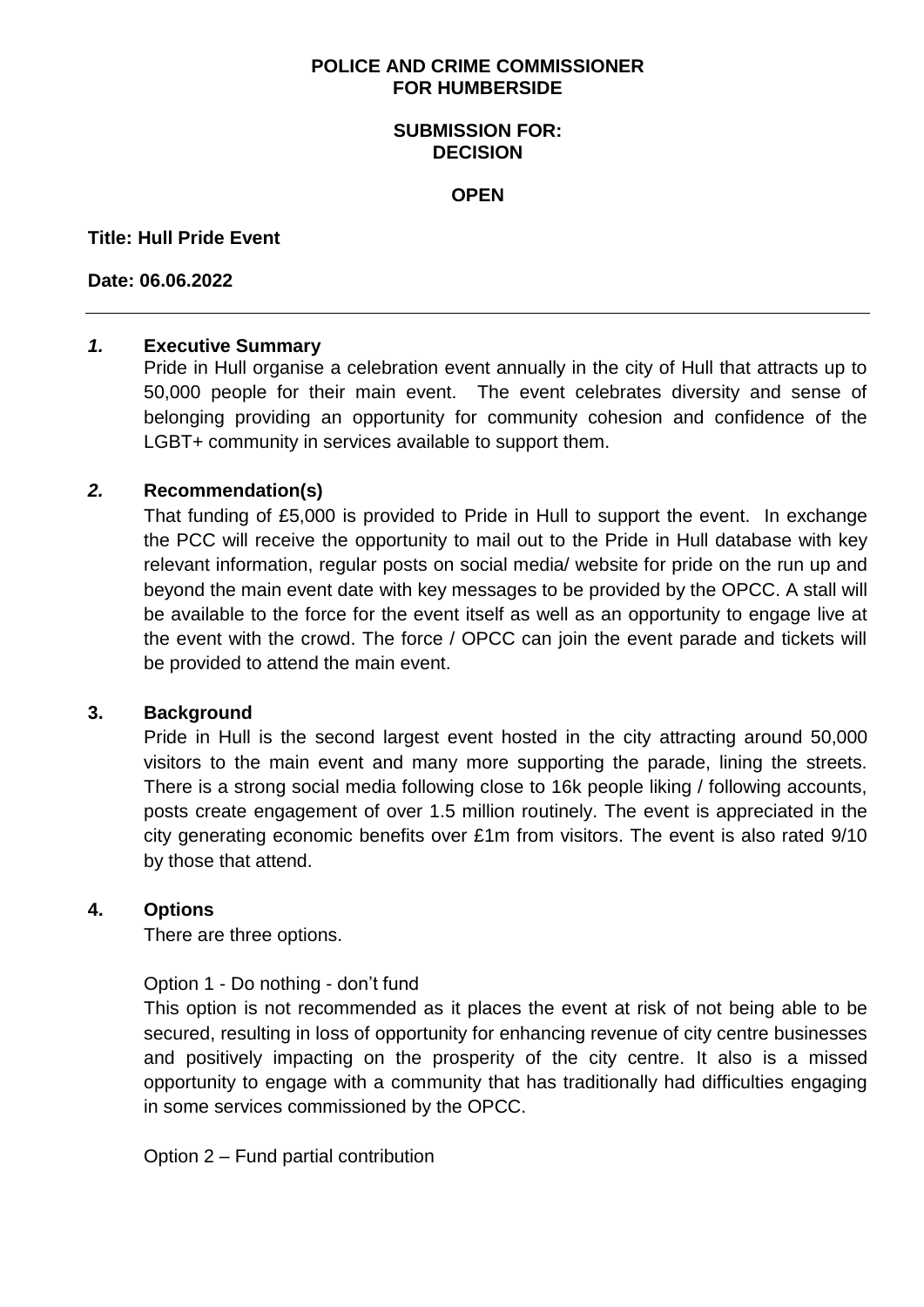**POLICE AND CRIME COMMISSIONER**
**FOR HUMBERSIDE**

**SUBMISSION FOR:**
**DECISION**

**OPEN**

**Title: Hull Pride Event**

**Date: 06.06.2022**

---

## *1.* Executive Summary

Pride in Hull organise a celebration event annually in the city of Hull that attracts up to 50,000 people for their main event. The event celebrates diversity and sense of belonging providing an opportunity for community cohesion and confidence of the LGBT+ community in services available to support them.

## *2.* Recommendation(s)

That funding of £5,000 is provided to Pride in Hull to support the event. In exchange the PCC will receive the opportunity to mail out to the Pride in Hull database with key relevant information, regular posts on social media/ website for pride on the run up and beyond the main event date with key messages to be provided by the OPCC. A stall will be available to the force for the event itself as well as an opportunity to engage live at the event with the crowd. The force / OPCC can join the event parade and tickets will be provided to attend the main event.

## 3. Background

Pride in Hull is the second largest event hosted in the city attracting around 50,000 visitors to the main event and many more supporting the parade, lining the streets. There is a strong social media following close to 16k people liking / following accounts, posts create engagement of over 1.5 million routinely. The event is appreciated in the city generating economic benefits over £1m from visitors. The event is also rated 9/10 by those that attend.

## 4. Options

There are three options.

Option 1 - Do nothing - don't fund

This option is not recommended as it places the event at risk of not being able to be secured, resulting in loss of opportunity for enhancing revenue of city centre businesses and positively impacting on the prosperity of the city centre. It also is a missed opportunity to engage with a community that has traditionally had difficulties engaging in some services commissioned by the OPCC.

Option 2 – Fund partial contribution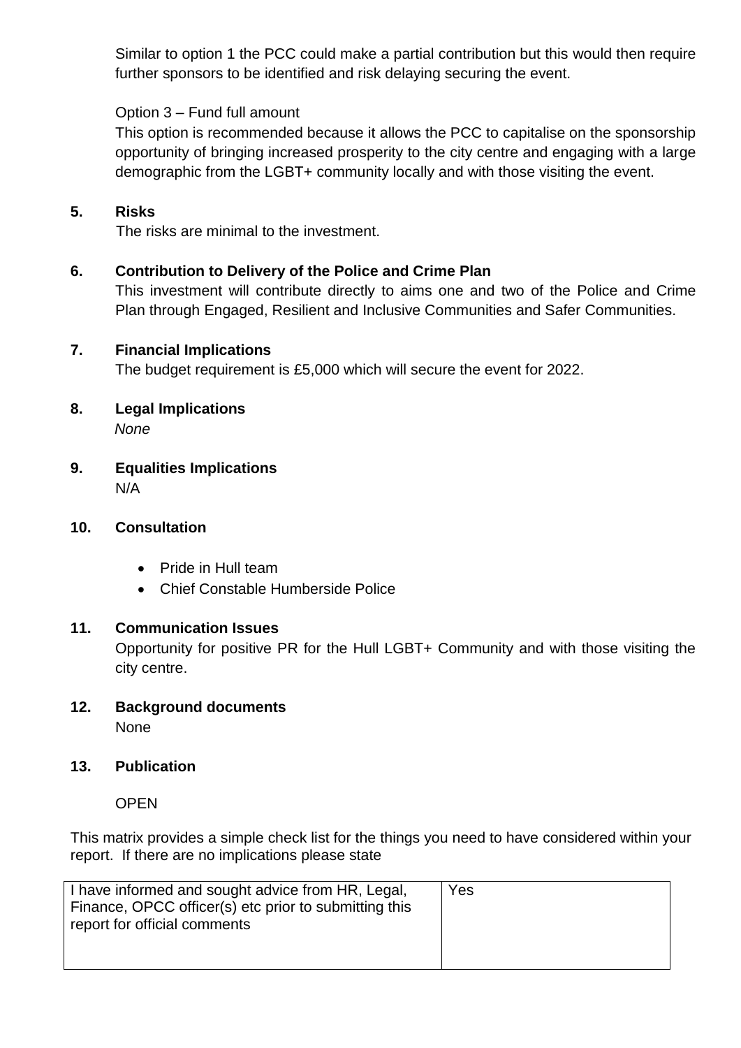Similar to option 1 the PCC could make a partial contribution but this would then require further sponsors to be identified and risk delaying securing the event.

Option 3 – Fund full amount

This option is recommended because it allows the PCC to capitalise on the sponsorship opportunity of bringing increased prosperity to the city centre and engaging with a large demographic from the LGBT+ community locally and with those visiting the event.

## 5. Risks

The risks are minimal to the investment.

## 6. Contribution to Delivery of the Police and Crime Plan

This investment will contribute directly to aims one and two of the Police and Crime Plan through Engaged, Resilient and Inclusive Communities and Safer Communities.

## 7. Financial Implications

The budget requirement is £5,000 which will secure the event for 2022.

## 8. Legal Implications

*None*

## 9. Equalities Implications

N/A

## 10. Consultation

- Pride in Hull team
- Chief Constable Humberside Police

## 11. Communication Issues

Opportunity for positive PR for the Hull LGBT+ Community and with those visiting the city centre.

## 12. Background documents

None

## 13. Publication

OPEN

This matrix provides a simple check list for the things you need to have considered within your report. If there are no implications please state

| | |
|---|---|
| I have informed and sought advice from HR, Legal, Finance, OPCC officer(s) etc prior to submitting this report for official comments | Yes |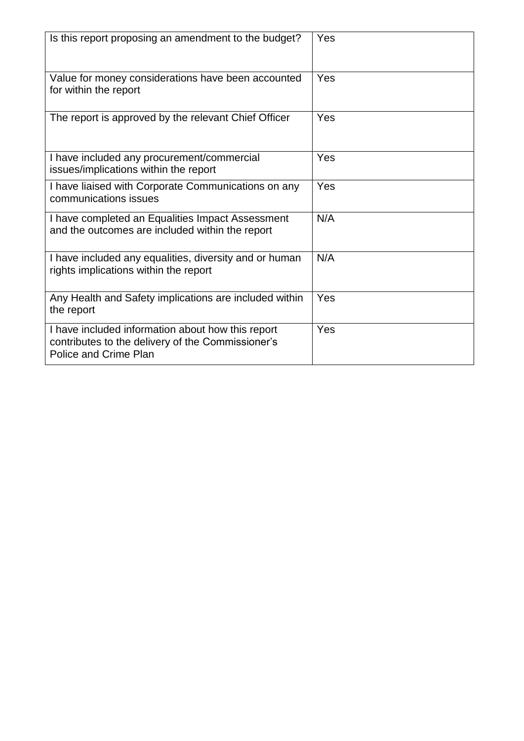| | |
|---|---|
| Is this report proposing an amendment to the budget? | Yes |
| Value for money considerations have been accounted for within the report | Yes |
| The report is approved by the relevant Chief Officer | Yes |
| I have included any procurement/commercial issues/implications within the report | Yes |
| I have liaised with Corporate Communications on any communications issues | Yes |
| I have completed an Equalities Impact Assessment and the outcomes are included within the report | N/A |
| I have included any equalities, diversity and or human rights implications within the report | N/A |
| Any Health and Safety implications are included within the report | Yes |
| I have included information about how this report contributes to the delivery of the Commissioner's Police and Crime Plan | Yes |